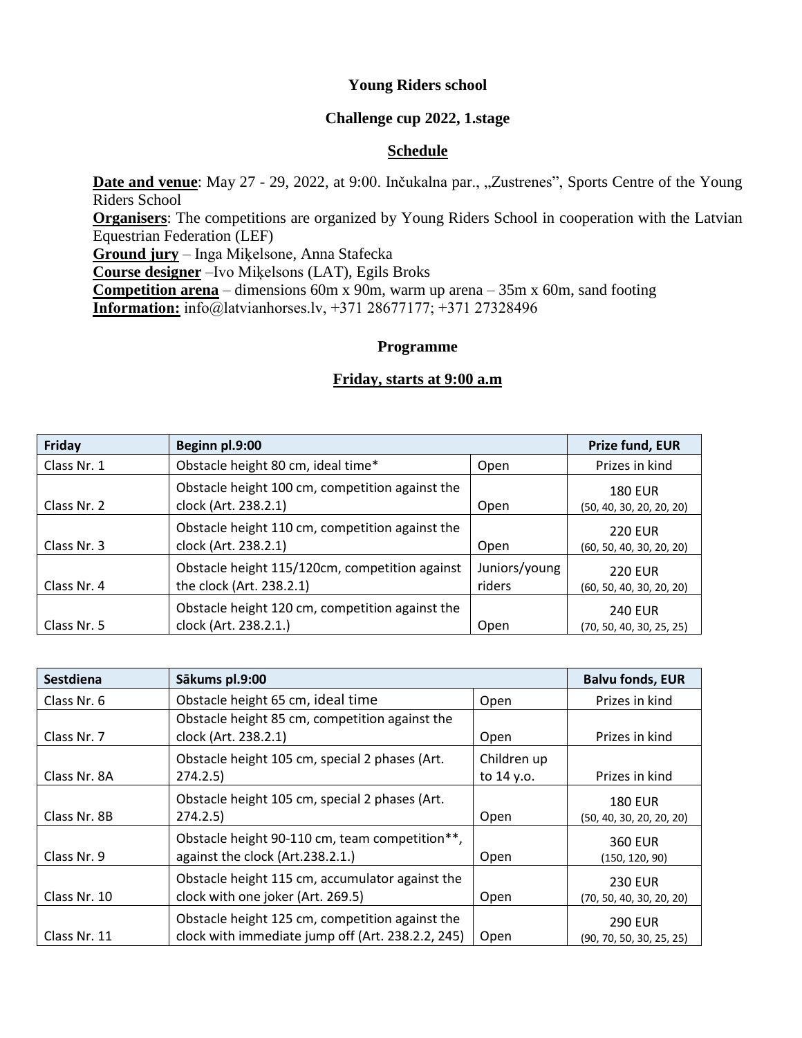**Young Riders school**

**Challenge cup 2022, 1.stage**

## Schedule

**Date and venue**: May 27 - 29, 2022, at 9:00. Inčukalna par., „Zustrenes", Sports Centre of the Young Riders School
**Organisers**: The competitions are organized by Young Riders School in cooperation with the Latvian Equestrian Federation (LEF)
**Ground jury** – Inga Miķelsone, Anna Stafecka
**Course designer** –Ivo Miķelsons (LAT), Egils Broks
**Competition arena** – dimensions 60m x 90m, warm up arena – 35m x 60m, sand footing
**Information:** info@latvianhorses.lv, +371 28677177; +371 27328496

## Programme

### Friday, starts at 9:00 a.m

| Friday | Beginn pl.9:00 | | Prize fund, EUR |
|---|---|---|---|
| Class Nr. 1 | Obstacle height 80 cm, ideal time* | Open | Prizes in kind |
| Class Nr. 2 | Obstacle height 100 cm, competition against the clock (Art. 238.2.1) | Open | 180 EUR (50, 40, 30, 20, 20, 20) |
| Class Nr. 3 | Obstacle height 110 cm, competition against the clock (Art. 238.2.1) | Open | 220 EUR (60, 50, 40, 30, 20, 20) |
| Class Nr. 4 | Obstacle height 115/120cm, competition against the clock (Art. 238.2.1) | Juniors/young riders | 220 EUR (60, 50, 40, 30, 20, 20) |
| Class Nr. 5 | Obstacle height 120 cm, competition against the clock (Art. 238.2.1.) | Open | 240 EUR (70, 50, 40, 30, 25, 25) |

| Sestdiena | Sākums pl.9:00 | | Balvu fonds, EUR |
|---|---|---|---|
| Class Nr. 6 | Obstacle height 65 cm, ideal time | Open | Prizes in kind |
| Class Nr. 7 | Obstacle height 85 cm, competition against the clock (Art. 238.2.1) | Open | Prizes in kind |
| Class Nr. 8A | Obstacle height 105 cm, special 2 phases (Art. 274.2.5) | Children up to 14 y.o. | Prizes in kind |
| Class Nr. 8B | Obstacle height 105 cm, special 2 phases (Art. 274.2.5) | Open | 180 EUR (50, 40, 30, 20, 20, 20) |
| Class Nr. 9 | Obstacle height 90-110 cm, team competition**, against the clock (Art.238.2.1.) | Open | 360 EUR (150, 120, 90) |
| Class Nr. 10 | Obstacle height 115 cm, accumulator against the clock with one joker (Art. 269.5) | Open | 230 EUR (70, 50, 40, 30, 20, 20) |
| Class Nr. 11 | Obstacle height 125 cm, competition against the clock with immediate jump off (Art. 238.2.2, 245) | Open | 290 EUR (90, 70, 50, 30, 25, 25) |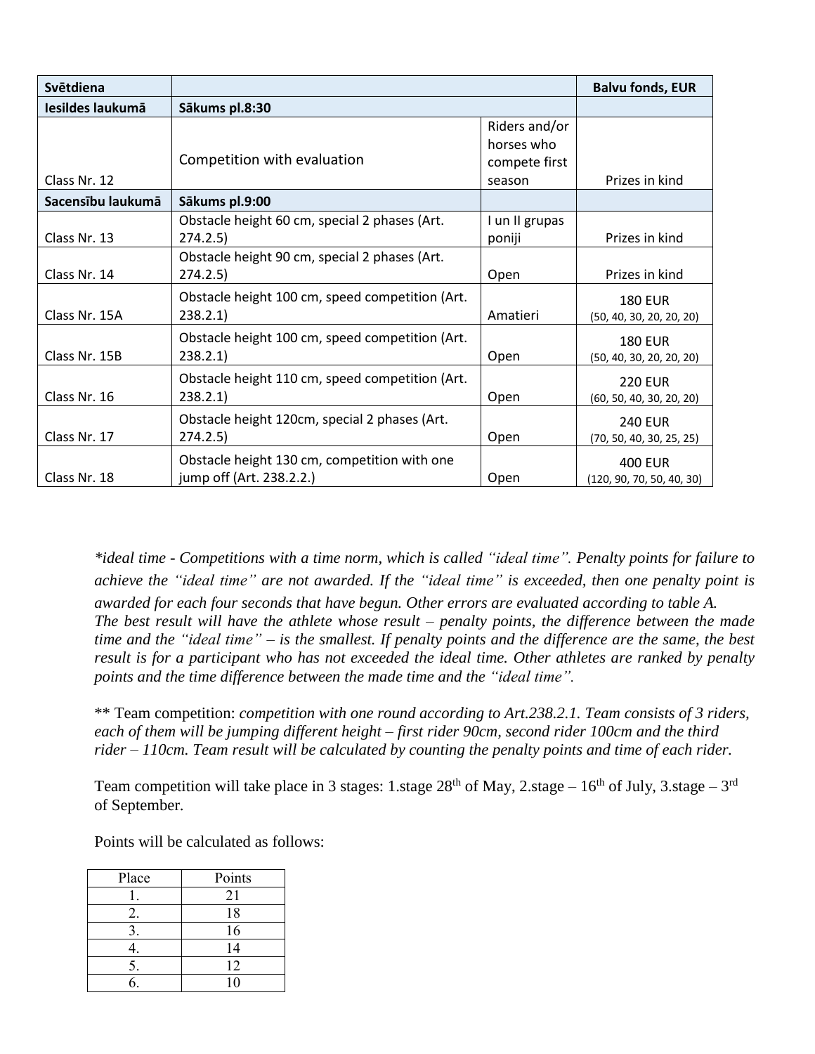| Svētdiena | | | Balvu fonds, EUR |
|---|---|---|---|
| **Iesildes laukumā** | **Sākums pl.8:30** | | |
| Class Nr. 12 | Competition with evaluation | Riders and/or horses who compete first season | Prizes in kind |
| **Sacensību laukumā** | **Sākums pl.9:00** | | |
| Class Nr. 13 | Obstacle height 60 cm, special 2 phases (Art. 274.2.5) | I un II grupas poniji | Prizes in kind |
| Class Nr. 14 | Obstacle height 90 cm, special 2 phases (Art. 274.2.5) | Open | Prizes in kind |
| Class Nr. 15A | Obstacle height 100 cm, speed competition (Art. 238.2.1) | Amatieri | 180 EUR (50, 40, 30, 20, 20, 20) |
| Class Nr. 15B | Obstacle height 100 cm, speed competition (Art. 238.2.1) | Open | 180 EUR (50, 40, 30, 20, 20, 20) |
| Class Nr. 16 | Obstacle height 110 cm, speed competition (Art. 238.2.1) | Open | 220 EUR (60, 50, 40, 30, 20, 20) |
| Class Nr. 17 | Obstacle height 120cm, special 2 phases (Art. 274.2.5) | Open | 240 EUR (70, 50, 40, 30, 25, 25) |
| Class Nr. 18 | Obstacle height 130 cm, competition with one jump off (Art. 238.2.2.) | Open | 400 EUR (120, 90, 70, 50, 40, 30) |

**\*ideal time** - *Competitions with a time norm, which is called "ideal time". Penalty points for failure to achieve the "ideal time" are not awarded. If the "ideal time" is exceeded, then one penalty point is awarded for each four seconds that have begun. Other errors are evaluated according to table A. The best result will have the athlete whose result – penalty points, the difference between the made time and the "ideal time" – is the smallest. If penalty points and the difference are the same, the best result is for a participant who has not exceeded the ideal time. Other athletes are ranked by penalty points and the time difference between the made time and the "ideal time".*

** Team competition: *competition with one round according to Art.238.2.1. Team consists of 3 riders, each of them will be jumping different height – first rider 90cm, second rider 100cm and the third rider – 110cm. Team result will be calculated by counting the penalty points and time of each rider.*

Team competition will take place in 3 stages: 1.stage 28th of May, 2.stage – 16th of July, 3.stage – 3rd of September.

Points will be calculated as follows:

| Place | Points |
|---|---|
| 1. | 21 |
| 2. | 18 |
| 3. | 16 |
| 4. | 14 |
| 5. | 12 |
| 6. | 10 |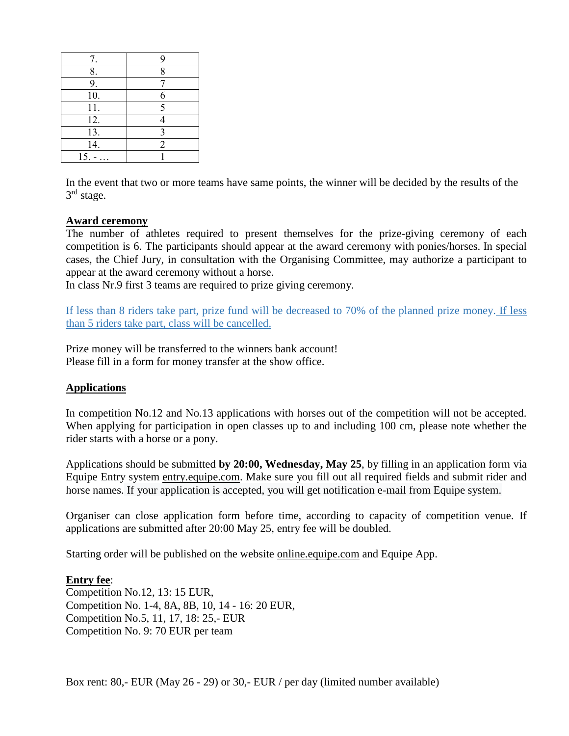| 7. | 9 |
|---|---|
| 8. | 8 |
| 9. | 7 |
| 10. | 6 |
| 11. | 5 |
| 12. | 4 |
| 13. | 3 |
| 14. | 2 |
| 15. - … | 1 |

In the event that two or more teams have same points, the winner will be decided by the results of the 3rd stage.

**Award ceremony**

The number of athletes required to present themselves for the prize-giving ceremony of each competition is 6. The participants should appear at the award ceremony with ponies/horses. In special cases, the Chief Jury, in consultation with the Organising Committee, may authorize a participant to appear at the award ceremony without a horse.

In class Nr.9 first 3 teams are required to prize giving ceremony.

If less than 8 riders take part, prize fund will be decreased to 70% of the planned prize money. If less than 5 riders take part, class will be cancelled.

Prize money will be transferred to the winners bank account!

Please fill in a form for money transfer at the show office.

**Applications**

In competition No.12 and No.13 applications with horses out of the competition will not be accepted. When applying for participation in open classes up to and including 100 cm, please note whether the rider starts with a horse or a pony.

Applications should be submitted **by 20:00, Wednesday, May 25**, by filling in an application form via Equipe Entry system entry.equipe.com. Make sure you fill out all required fields and submit rider and horse names. If your application is accepted, you will get notification e-mail from Equipe system.

Organiser can close application form before time, according to capacity of competition venue. If applications are submitted after 20:00 May 25, entry fee will be doubled.

Starting order will be published on the website online.equipe.com and Equipe App.

**Entry fee**:

Competition No.12, 13: 15 EUR,

Competition No. 1-4, 8A, 8B, 10, 14 - 16: 20 EUR,

Competition No.5, 11, 17, 18: 25,- EUR

Competition No. 9: 70 EUR per team

Box rent: 80,- EUR (May 26 - 29) or 30,- EUR / per day (limited number available)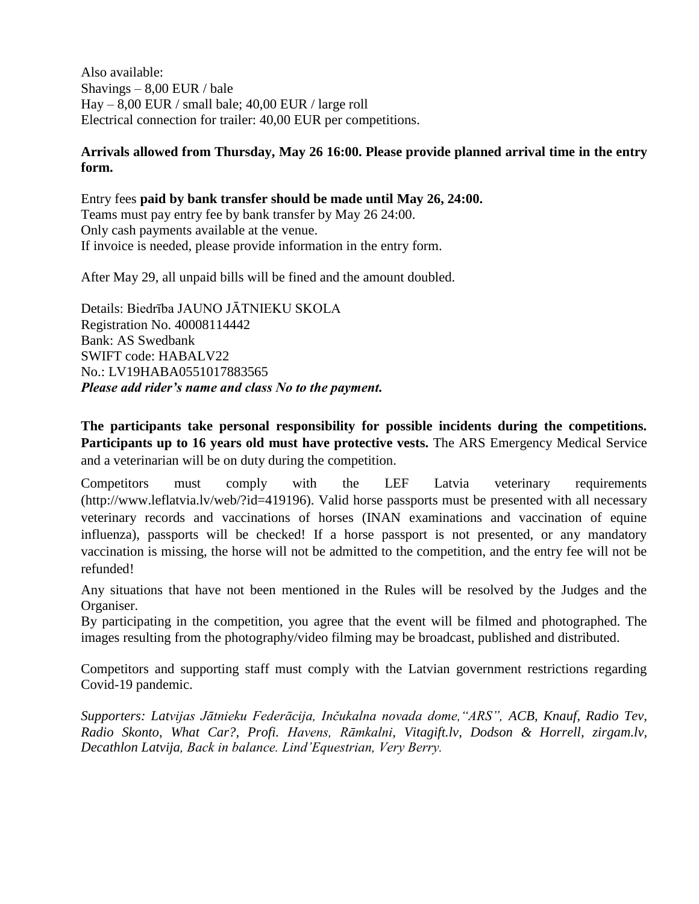Also available:
Shavings – 8,00 EUR / bale
Hay – 8,00 EUR / small bale; 40,00 EUR / large roll
Electrical connection for trailer: 40,00 EUR per competitions.

**Arrivals allowed from Thursday, May 26 16:00. Please provide planned arrival time in the entry form.**

Entry fees **paid by bank transfer should be made until May 26, 24:00.**
Teams must pay entry fee by bank transfer by May 26 24:00.
Only cash payments available at the venue.
If invoice is needed, please provide information in the entry form.

After May 29, all unpaid bills will be fined and the amount doubled.

Details: Biedrība JAUNO JĀTNIEKU SKOLA
Registration No. 40008114442
Bank: AS Swedbank
SWIFT code: HABALV22
No.: LV19HABA0551017883565
***Please add rider's name and class No to the payment.***

**The participants take personal responsibility for possible incidents during the competitions. Participants up to 16 years old must have protective vests.** The ARS Emergency Medical Service and a veterinarian will be on duty during the competition.

Competitors must comply with the LEF Latvia veterinary requirements (http://www.leflatvia.lv/web/?id=419196). Valid horse passports must be presented with all necessary veterinary records and vaccinations of horses (INAN examinations and vaccination of equine influenza), passports will be checked! If a horse passport is not presented, or any mandatory vaccination is missing, the horse will not be admitted to the competition, and the entry fee will not be refunded!

Any situations that have not been mentioned in the Rules will be resolved by the Judges and the Organiser.
By participating in the competition, you agree that the event will be filmed and photographed. The images resulting from the photography/video filming may be broadcast, published and distributed.

Competitors and supporting staff must comply with the Latvian government restrictions regarding Covid-19 pandemic.

*Supporters: Latvijas Jātnieku Federācija, Inčukalna novada dome,"ARS", ACB, Knauf, Radio Tev, Radio Skonto, What Car?, Profi. Havens, Rāmkalni, Vitagift.lv, Dodson & Horrell, zirgam.lv, Decathlon Latvija, Back in balance. Lind'Equestrian, Very Berry.*